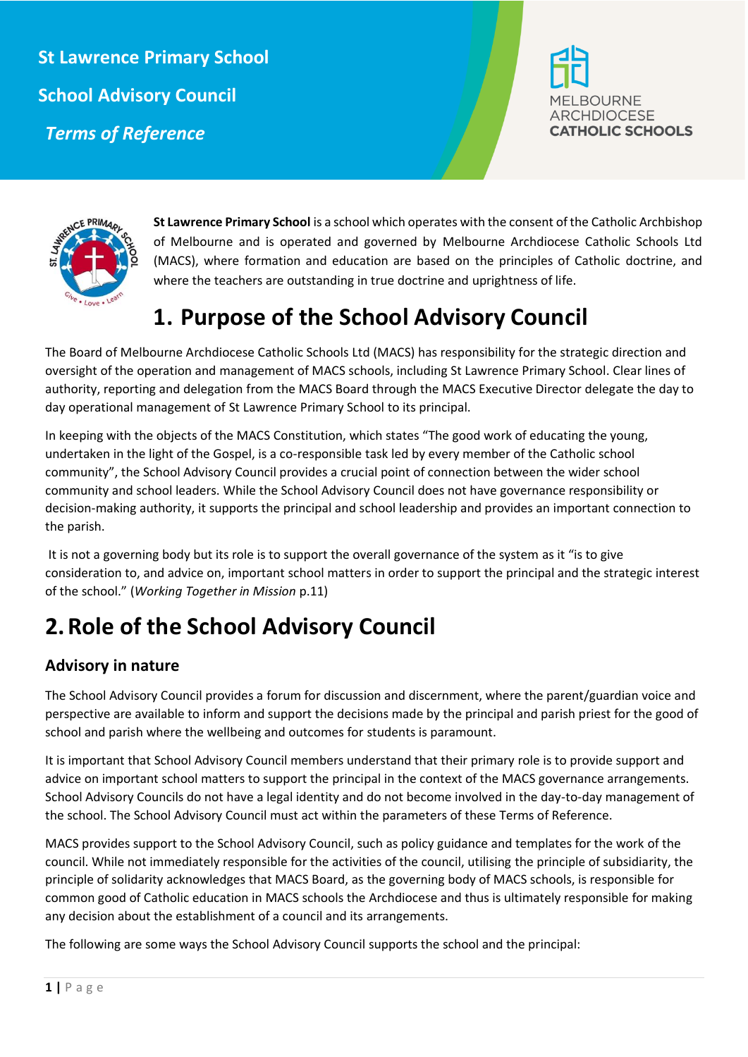# St Lawrence Primary School

## School Advisory Council

***Terms of Reference***

MELBOURNE ARCHDIOCESE CATHOLIC SCHOOLS

**St Lawrence Primary School** is a school which operates with the consent of the Catholic Archbishop of Melbourne and is operated and governed by Melbourne Archdiocese Catholic Schools Ltd (MACS), where formation and education are based on the principles of Catholic doctrine, and where the teachers are outstanding in true doctrine and uprightness of life.

# 1. Purpose of the School Advisory Council

The Board of Melbourne Archdiocese Catholic Schools Ltd (MACS) has responsibility for the strategic direction and oversight of the operation and management of MACS schools, including St Lawrence Primary School. Clear lines of authority, reporting and delegation from the MACS Board through the MACS Executive Director delegate the day to day operational management of St Lawrence Primary School to its principal.

In keeping with the objects of the MACS Constitution, which states "The good work of educating the young, undertaken in the light of the Gospel, is a co-responsible task led by every member of the Catholic school community", the School Advisory Council provides a crucial point of connection between the wider school community and school leaders. While the School Advisory Council does not have governance responsibility or decision-making authority, it supports the principal and school leadership and provides an important connection to the parish.

It is not a governing body but its role is to support the overall governance of the system as it "is to give consideration to, and advice on, important school matters in order to support the principal and the strategic interest of the school." (*Working Together in Mission* p.11)

# 2. Role of the School Advisory Council

### Advisory in nature

The School Advisory Council provides a forum for discussion and discernment, where the parent/guardian voice and perspective are available to inform and support the decisions made by the principal and parish priest for the good of school and parish where the wellbeing and outcomes for students is paramount.

It is important that School Advisory Council members understand that their primary role is to provide support and advice on important school matters to support the principal in the context of the MACS governance arrangements. School Advisory Councils do not have a legal identity and do not become involved in the day-to-day management of the school. The School Advisory Council must act within the parameters of these Terms of Reference.

MACS provides support to the School Advisory Council, such as policy guidance and templates for the work of the council. While not immediately responsible for the activities of the council, utilising the principle of subsidiarity, the principle of solidarity acknowledges that MACS Board, as the governing body of MACS schools, is responsible for common good of Catholic education in MACS schools the Archdiocese and thus is ultimately responsible for making any decision about the establishment of a council and its arrangements.

The following are some ways the School Advisory Council supports the school and the principal: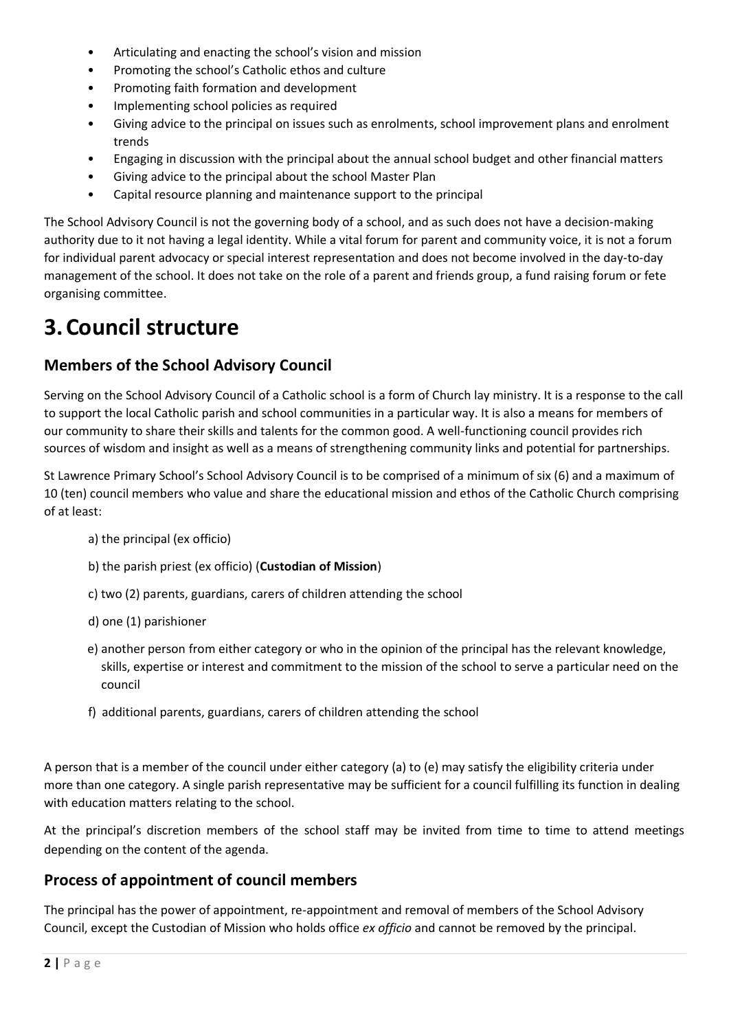- Articulating and enacting the school's vision and mission
- Promoting the school's Catholic ethos and culture
- Promoting faith formation and development
- Implementing school policies as required
- Giving advice to the principal on issues such as enrolments, school improvement plans and enrolment trends
- Engaging in discussion with the principal about the annual school budget and other financial matters
- Giving advice to the principal about the school Master Plan
- Capital resource planning and maintenance support to the principal

The School Advisory Council is not the governing body of a school, and as such does not have a decision-making authority due to it not having a legal identity. While a vital forum for parent and community voice, it is not a forum for individual parent advocacy or special interest representation and does not become involved in the day-to-day management of the school. It does not take on the role of a parent and friends group, a fund raising forum or fete organising committee.

# 3. Council structure

## Members of the School Advisory Council

Serving on the School Advisory Council of a Catholic school is a form of Church lay ministry. It is a response to the call to support the local Catholic parish and school communities in a particular way. It is also a means for members of our community to share their skills and talents for the common good. A well-functioning council provides rich sources of wisdom and insight as well as a means of strengthening community links and potential for partnerships.

St Lawrence Primary School's School Advisory Council is to be comprised of a minimum of six (6) and a maximum of 10 (ten) council members who value and share the educational mission and ethos of the Catholic Church comprising of at least:

a) the principal (ex officio)

b) the parish priest (ex officio) (**Custodian of Mission**)

c) two (2) parents, guardians, carers of children attending the school

d) one (1) parishioner

e) another person from either category or who in the opinion of the principal has the relevant knowledge, skills, expertise or interest and commitment to the mission of the school to serve a particular need on the council

f) additional parents, guardians, carers of children attending the school

A person that is a member of the council under either category (a) to (e) may satisfy the eligibility criteria under more than one category. A single parish representative may be sufficient for a council fulfilling its function in dealing with education matters relating to the school.

At the principal's discretion members of the school staff may be invited from time to time to attend meetings depending on the content of the agenda.

## Process of appointment of council members

The principal has the power of appointment, re-appointment and removal of members of the School Advisory Council, except the Custodian of Mission who holds office *ex officio* and cannot be removed by the principal.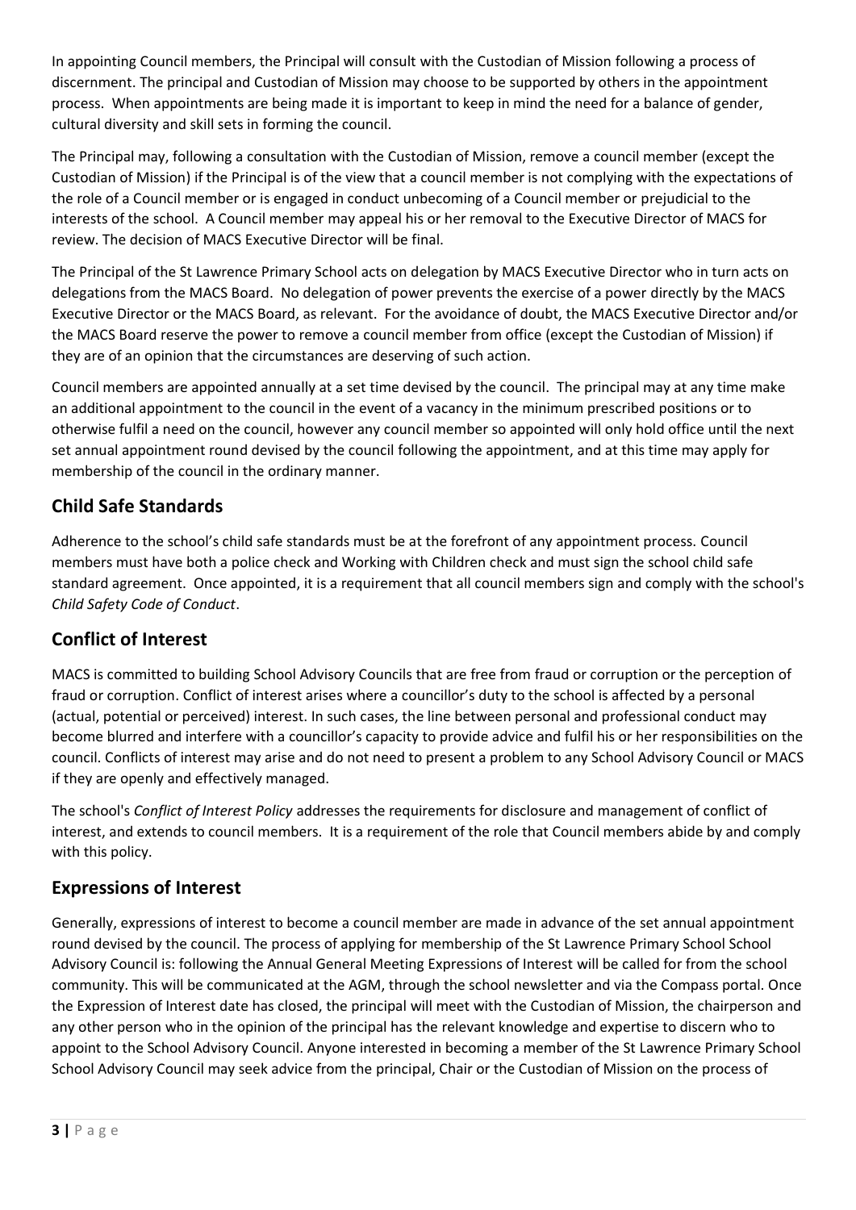In appointing Council members, the Principal will consult with the Custodian of Mission following a process of discernment. The principal and Custodian of Mission may choose to be supported by others in the appointment process. When appointments are being made it is important to keep in mind the need for a balance of gender, cultural diversity and skill sets in forming the council.

The Principal may, following a consultation with the Custodian of Mission, remove a council member (except the Custodian of Mission) if the Principal is of the view that a council member is not complying with the expectations of the role of a Council member or is engaged in conduct unbecoming of a Council member or prejudicial to the interests of the school. A Council member may appeal his or her removal to the Executive Director of MACS for review. The decision of MACS Executive Director will be final.

The Principal of the St Lawrence Primary School acts on delegation by MACS Executive Director who in turn acts on delegations from the MACS Board. No delegation of power prevents the exercise of a power directly by the MACS Executive Director or the MACS Board, as relevant. For the avoidance of doubt, the MACS Executive Director and/or the MACS Board reserve the power to remove a council member from office (except the Custodian of Mission) if they are of an opinion that the circumstances are deserving of such action.

Council members are appointed annually at a set time devised by the council. The principal may at any time make an additional appointment to the council in the event of a vacancy in the minimum prescribed positions or to otherwise fulfil a need on the council, however any council member so appointed will only hold office until the next set annual appointment round devised by the council following the appointment, and at this time may apply for membership of the council in the ordinary manner.

## Child Safe Standards

Adherence to the school's child safe standards must be at the forefront of any appointment process. Council members must have both a police check and Working with Children check and must sign the school child safe standard agreement. Once appointed, it is a requirement that all council members sign and comply with the school's *Child Safety Code of Conduct*.

## Conflict of Interest

MACS is committed to building School Advisory Councils that are free from fraud or corruption or the perception of fraud or corruption. Conflict of interest arises where a councillor's duty to the school is affected by a personal (actual, potential or perceived) interest. In such cases, the line between personal and professional conduct may become blurred and interfere with a councillor's capacity to provide advice and fulfil his or her responsibilities on the council. Conflicts of interest may arise and do not need to present a problem to any School Advisory Council or MACS if they are openly and effectively managed.

The school's *Conflict of Interest Policy* addresses the requirements for disclosure and management of conflict of interest, and extends to council members. It is a requirement of the role that Council members abide by and comply with this policy.

## Expressions of Interest

Generally, expressions of interest to become a council member are made in advance of the set annual appointment round devised by the council. The process of applying for membership of the St Lawrence Primary School School Advisory Council is: following the Annual General Meeting Expressions of Interest will be called for from the school community. This will be communicated at the AGM, through the school newsletter and via the Compass portal. Once the Expression of Interest date has closed, the principal will meet with the Custodian of Mission, the chairperson and any other person who in the opinion of the principal has the relevant knowledge and expertise to discern who to appoint to the School Advisory Council. Anyone interested in becoming a member of the St Lawrence Primary School School Advisory Council may seek advice from the principal, Chair or the Custodian of Mission on the process of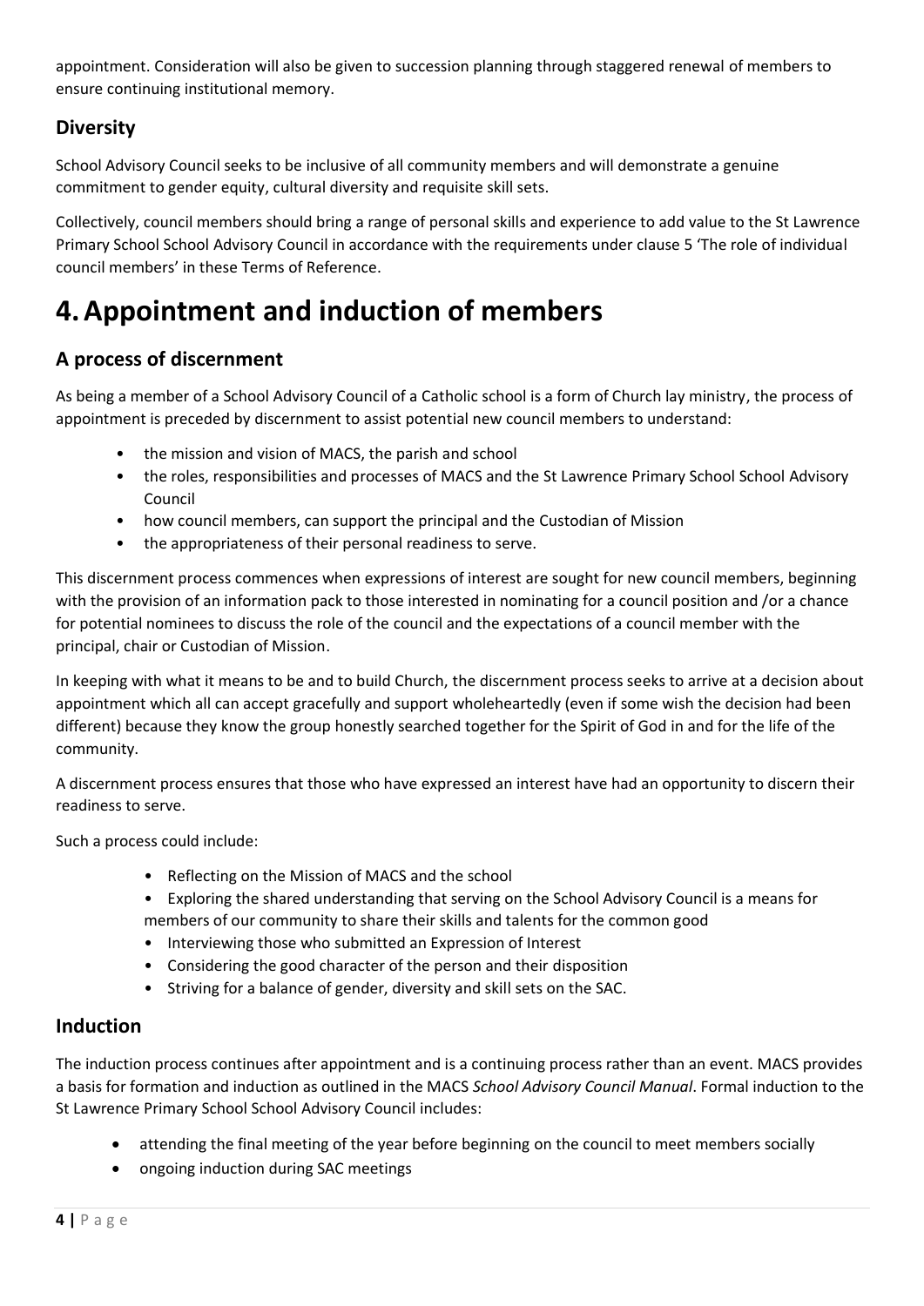appointment. Consideration will also be given to succession planning through staggered renewal of members to ensure continuing institutional memory.

### Diversity

School Advisory Council seeks to be inclusive of all community members and will demonstrate a genuine commitment to gender equity, cultural diversity and requisite skill sets.

Collectively, council members should bring a range of personal skills and experience to add value to the St Lawrence Primary School School Advisory Council in accordance with the requirements under clause 5 'The role of individual council members' in these Terms of Reference.

# 4. Appointment and induction of members

### A process of discernment

As being a member of a School Advisory Council of a Catholic school is a form of Church lay ministry, the process of appointment is preceded by discernment to assist potential new council members to understand:

- the mission and vision of MACS, the parish and school
- the roles, responsibilities and processes of MACS and the St Lawrence Primary School School Advisory Council
- how council members, can support the principal and the Custodian of Mission
- the appropriateness of their personal readiness to serve.

This discernment process commences when expressions of interest are sought for new council members, beginning with the provision of an information pack to those interested in nominating for a council position and /or a chance for potential nominees to discuss the role of the council and the expectations of a council member with the principal, chair or Custodian of Mission.

In keeping with what it means to be and to build Church, the discernment process seeks to arrive at a decision about appointment which all can accept gracefully and support wholeheartedly (even if some wish the decision had been different) because they know the group honestly searched together for the Spirit of God in and for the life of the community.

A discernment process ensures that those who have expressed an interest have had an opportunity to discern their readiness to serve.

Such a process could include:

- Reflecting on the Mission of MACS and the school
- Exploring the shared understanding that serving on the School Advisory Council is a means for members of our community to share their skills and talents for the common good
- Interviewing those who submitted an Expression of Interest
- Considering the good character of the person and their disposition
- Striving for a balance of gender, diversity and skill sets on the SAC.

### Induction

The induction process continues after appointment and is a continuing process rather than an event. MACS provides a basis for formation and induction as outlined in the MACS *School Advisory Council Manual*. Formal induction to the St Lawrence Primary School School Advisory Council includes:

- attending the final meeting of the year before beginning on the council to meet members socially
- ongoing induction during SAC meetings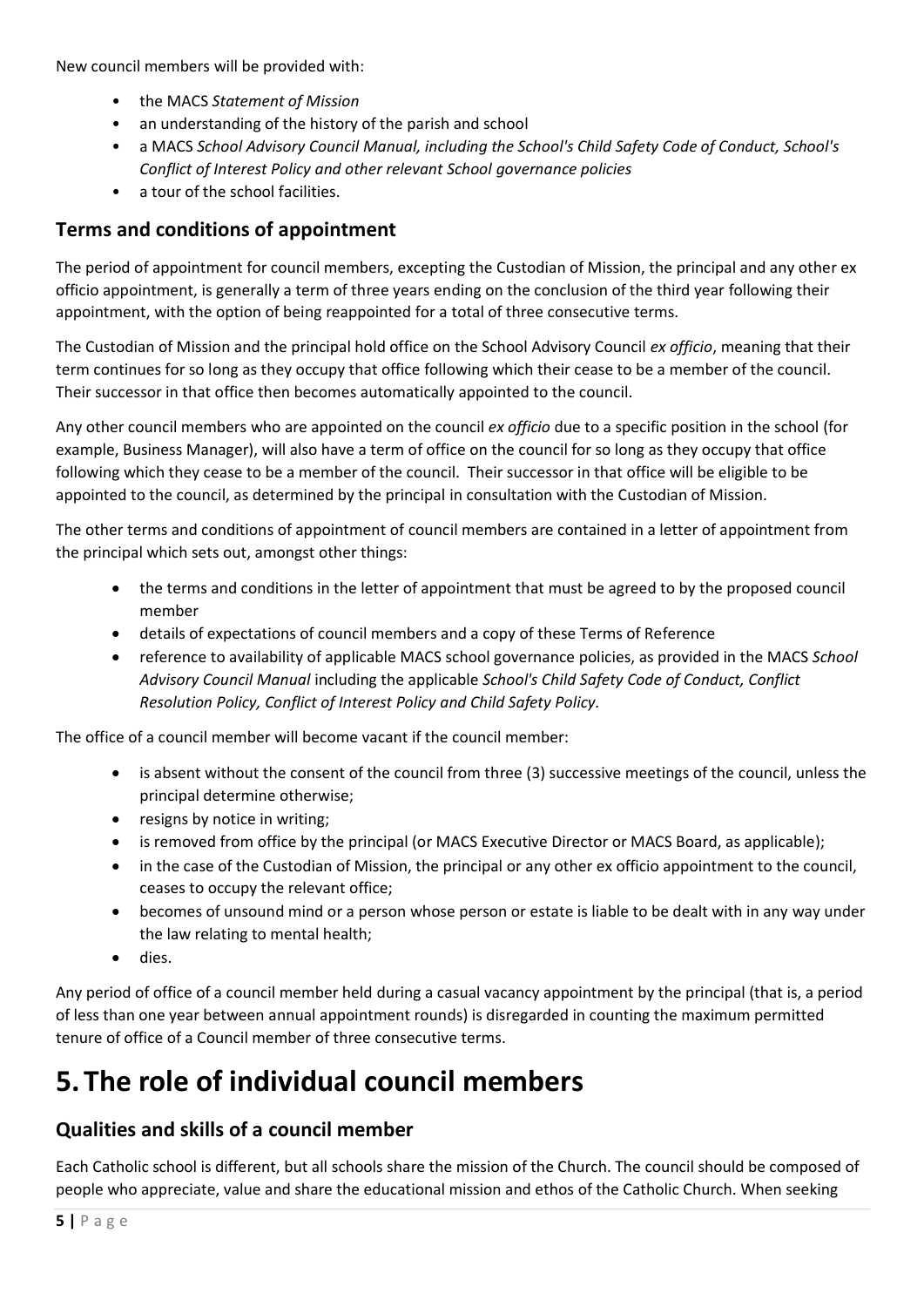New council members will be provided with:

- the MACS *Statement of Mission*
- an understanding of the history of the parish and school
- a MACS *School Advisory Council Manual, including the School's Child Safety Code of Conduct, School's Conflict of Interest Policy and other relevant School governance policies*
- a tour of the school facilities.

## Terms and conditions of appointment

The period of appointment for council members, excepting the Custodian of Mission, the principal and any other ex officio appointment, is generally a term of three years ending on the conclusion of the third year following their appointment, with the option of being reappointed for a total of three consecutive terms.

The Custodian of Mission and the principal hold office on the School Advisory Council *ex officio*, meaning that their term continues for so long as they occupy that office following which their cease to be a member of the council. Their successor in that office then becomes automatically appointed to the council.

Any other council members who are appointed on the council *ex officio* due to a specific position in the school (for example, Business Manager), will also have a term of office on the council for so long as they occupy that office following which they cease to be a member of the council. Their successor in that office will be eligible to be appointed to the council, as determined by the principal in consultation with the Custodian of Mission.

The other terms and conditions of appointment of council members are contained in a letter of appointment from the principal which sets out, amongst other things:

- the terms and conditions in the letter of appointment that must be agreed to by the proposed council member
- details of expectations of council members and a copy of these Terms of Reference
- reference to availability of applicable MACS school governance policies, as provided in the MACS *School Advisory Council Manual* including the applicable *School's Child Safety Code of Conduct, Conflict Resolution Policy, Conflict of Interest Policy and Child Safety Policy.*

The office of a council member will become vacant if the council member:

- is absent without the consent of the council from three (3) successive meetings of the council, unless the principal determine otherwise;
- resigns by notice in writing;
- is removed from office by the principal (or MACS Executive Director or MACS Board, as applicable);
- in the case of the Custodian of Mission, the principal or any other ex officio appointment to the council, ceases to occupy the relevant office;
- becomes of unsound mind or a person whose person or estate is liable to be dealt with in any way under the law relating to mental health;
- dies.

Any period of office of a council member held during a casual vacancy appointment by the principal (that is, a period of less than one year between annual appointment rounds) is disregarded in counting the maximum permitted tenure of office of a Council member of three consecutive terms.

# 5. The role of individual council members

## Qualities and skills of a council member

Each Catholic school is different, but all schools share the mission of the Church. The council should be composed of people who appreciate, value and share the educational mission and ethos of the Catholic Church. When seeking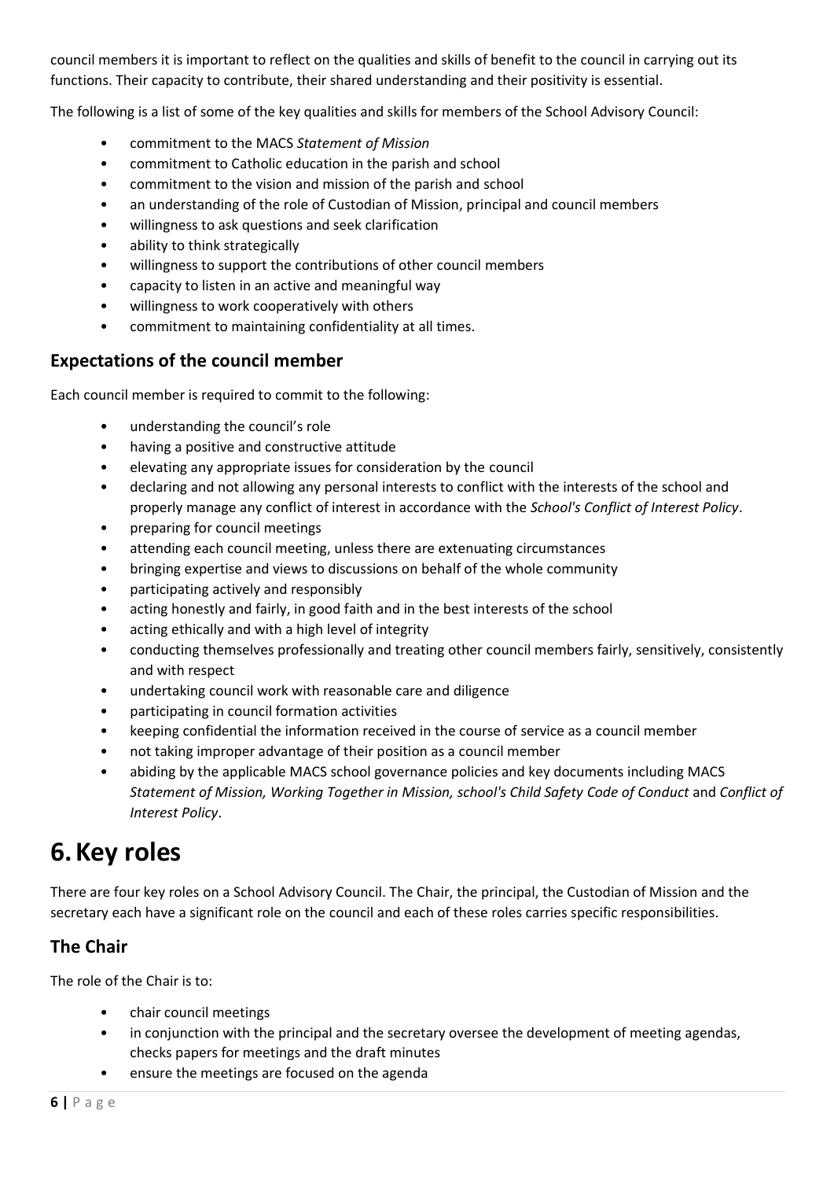council members it is important to reflect on the qualities and skills of benefit to the council in carrying out its functions. Their capacity to contribute, their shared understanding and their positivity is essential.

The following is a list of some of the key qualities and skills for members of the School Advisory Council:

- commitment to the MACS *Statement of Mission*
- commitment to Catholic education in the parish and school
- commitment to the vision and mission of the parish and school
- an understanding of the role of Custodian of Mission, principal and council members
- willingness to ask questions and seek clarification
- ability to think strategically
- willingness to support the contributions of other council members
- capacity to listen in an active and meaningful way
- willingness to work cooperatively with others
- commitment to maintaining confidentiality at all times.

## Expectations of the council member

Each council member is required to commit to the following:

- understanding the council's role
- having a positive and constructive attitude
- elevating any appropriate issues for consideration by the council
- declaring and not allowing any personal interests to conflict with the interests of the school and properly manage any conflict of interest in accordance with the *School's Conflict of Interest Policy*.
- preparing for council meetings
- attending each council meeting, unless there are extenuating circumstances
- bringing expertise and views to discussions on behalf of the whole community
- participating actively and responsibly
- acting honestly and fairly, in good faith and in the best interests of the school
- acting ethically and with a high level of integrity
- conducting themselves professionally and treating other council members fairly, sensitively, consistently and with respect
- undertaking council work with reasonable care and diligence
- participating in council formation activities
- keeping confidential the information received in the course of service as a council member
- not taking improper advantage of their position as a council member
- abiding by the applicable MACS school governance policies and key documents including MACS *Statement of Mission, Working Together in Mission, school's Child Safety Code of Conduct* and *Conflict of Interest Policy*.

# 6. Key roles

There are four key roles on a School Advisory Council. The Chair, the principal, the Custodian of Mission and the secretary each have a significant role on the council and each of these roles carries specific responsibilities.

## The Chair

The role of the Chair is to:

- chair council meetings
- in conjunction with the principal and the secretary oversee the development of meeting agendas, checks papers for meetings and the draft minutes
- ensure the meetings are focused on the agenda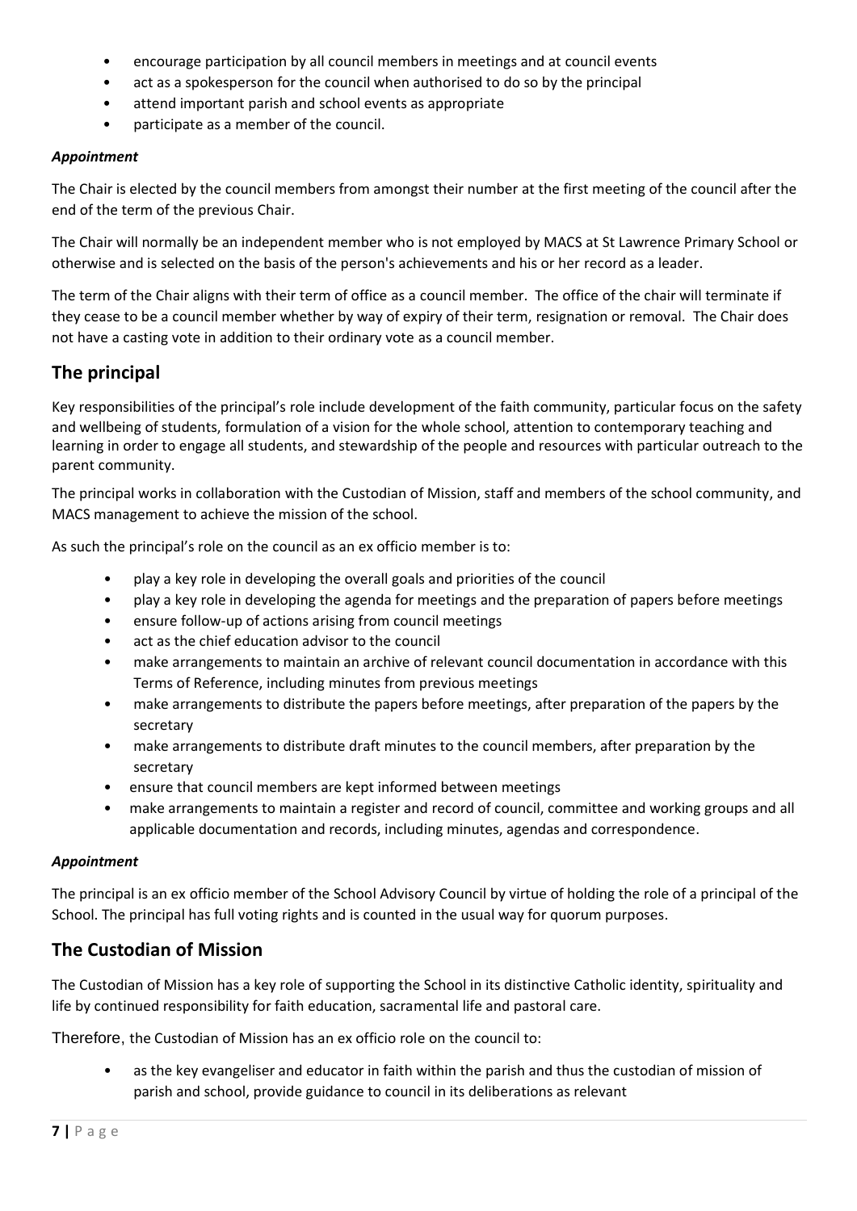- encourage participation by all council members in meetings and at council events
- act as a spokesperson for the council when authorised to do so by the principal
- attend important parish and school events as appropriate
- participate as a member of the council.

***Appointment***

The Chair is elected by the council members from amongst their number at the first meeting of the council after the end of the term of the previous Chair.

The Chair will normally be an independent member who is not employed by MACS at St Lawrence Primary School or otherwise and is selected on the basis of the person's achievements and his or her record as a leader.

The term of the Chair aligns with their term of office as a council member. The office of the chair will terminate if they cease to be a council member whether by way of expiry of their term, resignation or removal. The Chair does not have a casting vote in addition to their ordinary vote as a council member.

## The principal

Key responsibilities of the principal's role include development of the faith community, particular focus on the safety and wellbeing of students, formulation of a vision for the whole school, attention to contemporary teaching and learning in order to engage all students, and stewardship of the people and resources with particular outreach to the parent community.

The principal works in collaboration with the Custodian of Mission, staff and members of the school community, and MACS management to achieve the mission of the school.

As such the principal's role on the council as an ex officio member is to:

- play a key role in developing the overall goals and priorities of the council
- play a key role in developing the agenda for meetings and the preparation of papers before meetings
- ensure follow-up of actions arising from council meetings
- act as the chief education advisor to the council
- make arrangements to maintain an archive of relevant council documentation in accordance with this Terms of Reference, including minutes from previous meetings
- make arrangements to distribute the papers before meetings, after preparation of the papers by the secretary
- make arrangements to distribute draft minutes to the council members, after preparation by the secretary
- ensure that council members are kept informed between meetings
- make arrangements to maintain a register and record of council, committee and working groups and all applicable documentation and records, including minutes, agendas and correspondence.

***Appointment***

The principal is an ex officio member of the School Advisory Council by virtue of holding the role of a principal of the School. The principal has full voting rights and is counted in the usual way for quorum purposes.

## The Custodian of Mission

The Custodian of Mission has a key role of supporting the School in its distinctive Catholic identity, spirituality and life by continued responsibility for faith education, sacramental life and pastoral care.

Therefore, the Custodian of Mission has an ex officio role on the council to:

- as the key evangeliser and educator in faith within the parish and thus the custodian of mission of parish and school, provide guidance to council in its deliberations as relevant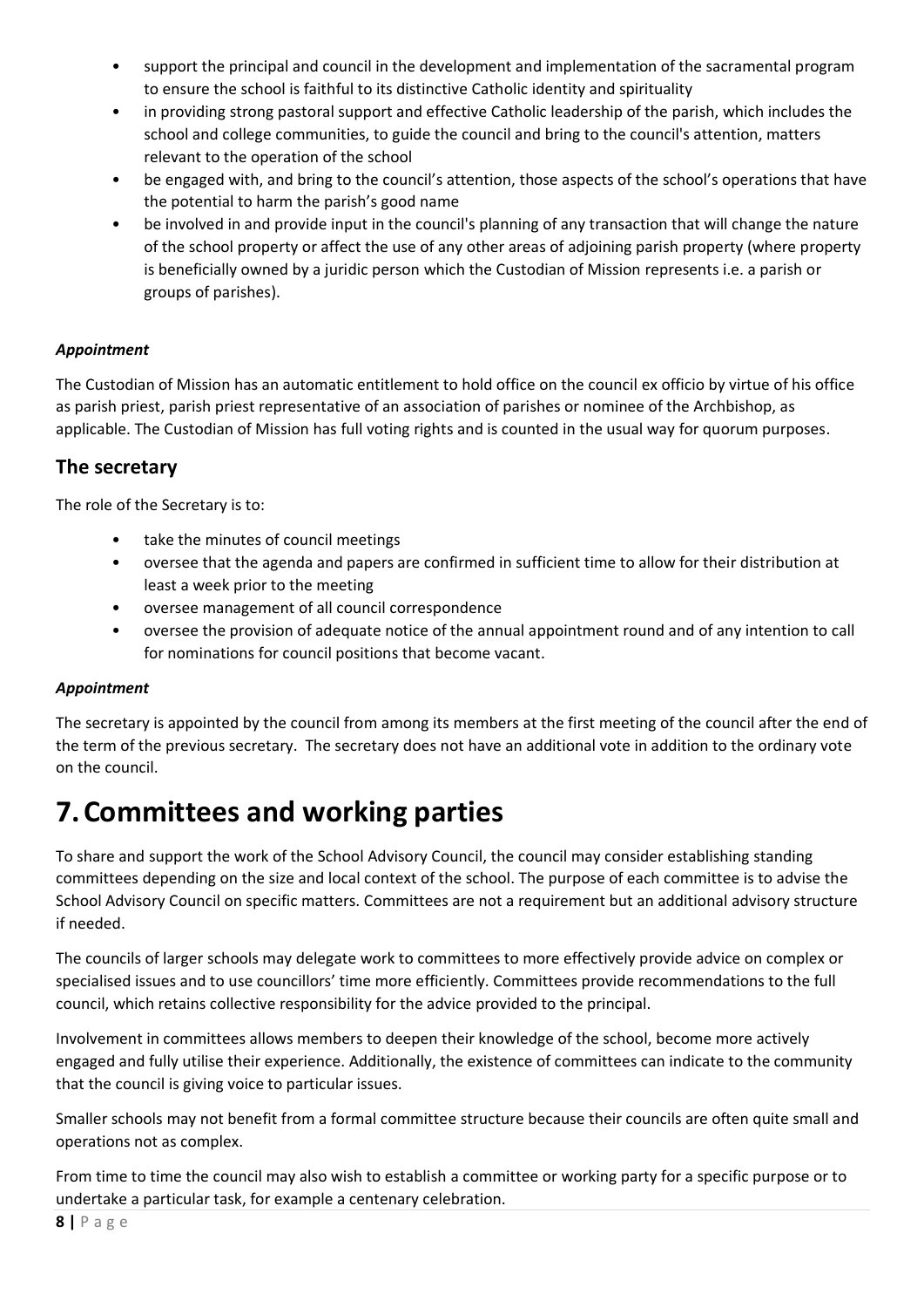- support the principal and council in the development and implementation of the sacramental program to ensure the school is faithful to its distinctive Catholic identity and spirituality
- in providing strong pastoral support and effective Catholic leadership of the parish, which includes the school and college communities, to guide the council and bring to the council's attention, matters relevant to the operation of the school
- be engaged with, and bring to the council's attention, those aspects of the school's operations that have the potential to harm the parish's good name
- be involved in and provide input in the council's planning of any transaction that will change the nature of the school property or affect the use of any other areas of adjoining parish property (where property is beneficially owned by a juridic person which the Custodian of Mission represents i.e. a parish or groups of parishes).

***Appointment***

The Custodian of Mission has an automatic entitlement to hold office on the council ex officio by virtue of his office as parish priest, parish priest representative of an association of parishes or nominee of the Archbishop, as applicable. The Custodian of Mission has full voting rights and is counted in the usual way for quorum purposes.

## The secretary

The role of the Secretary is to:

- take the minutes of council meetings
- oversee that the agenda and papers are confirmed in sufficient time to allow for their distribution at least a week prior to the meeting
- oversee management of all council correspondence
- oversee the provision of adequate notice of the annual appointment round and of any intention to call for nominations for council positions that become vacant.

***Appointment***

The secretary is appointed by the council from among its members at the first meeting of the council after the end of the term of the previous secretary. The secretary does not have an additional vote in addition to the ordinary vote on the council.

# 7. Committees and working parties

To share and support the work of the School Advisory Council, the council may consider establishing standing committees depending on the size and local context of the school. The purpose of each committee is to advise the School Advisory Council on specific matters. Committees are not a requirement but an additional advisory structure if needed.

The councils of larger schools may delegate work to committees to more effectively provide advice on complex or specialised issues and to use councillors' time more efficiently. Committees provide recommendations to the full council, which retains collective responsibility for the advice provided to the principal.

Involvement in committees allows members to deepen their knowledge of the school, become more actively engaged and fully utilise their experience. Additionally, the existence of committees can indicate to the community that the council is giving voice to particular issues.

Smaller schools may not benefit from a formal committee structure because their councils are often quite small and operations not as complex.

From time to time the council may also wish to establish a committee or working party for a specific purpose or to undertake a particular task, for example a centenary celebration.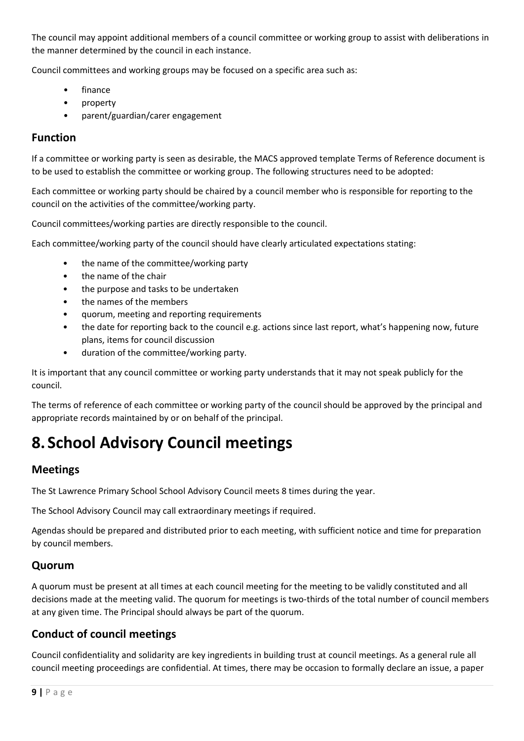The council may appoint additional members of a council committee or working group to assist with deliberations in the manner determined by the council in each instance.

Council committees and working groups may be focused on a specific area such as:

- finance
- property
- parent/guardian/carer engagement

## Function

If a committee or working party is seen as desirable, the MACS approved template Terms of Reference document is to be used to establish the committee or working group. The following structures need to be adopted:

Each committee or working party should be chaired by a council member who is responsible for reporting to the council on the activities of the committee/working party.

Council committees/working parties are directly responsible to the council.

Each committee/working party of the council should have clearly articulated expectations stating:

- the name of the committee/working party
- the name of the chair
- the purpose and tasks to be undertaken
- the names of the members
- quorum, meeting and reporting requirements
- the date for reporting back to the council e.g. actions since last report, what's happening now, future plans, items for council discussion
- duration of the committee/working party.

It is important that any council committee or working party understands that it may not speak publicly for the council.

The terms of reference of each committee or working party of the council should be approved by the principal and appropriate records maintained by or on behalf of the principal.

# 8. School Advisory Council meetings

## Meetings

The St Lawrence Primary School School Advisory Council meets 8 times during the year.

The School Advisory Council may call extraordinary meetings if required.

Agendas should be prepared and distributed prior to each meeting, with sufficient notice and time for preparation by council members.

## Quorum

A quorum must be present at all times at each council meeting for the meeting to be validly constituted and all decisions made at the meeting valid. The quorum for meetings is two-thirds of the total number of council members at any given time. The Principal should always be part of the quorum.

## Conduct of council meetings

Council confidentiality and solidarity are key ingredients in building trust at council meetings. As a general rule all council meeting proceedings are confidential. At times, there may be occasion to formally declare an issue, a paper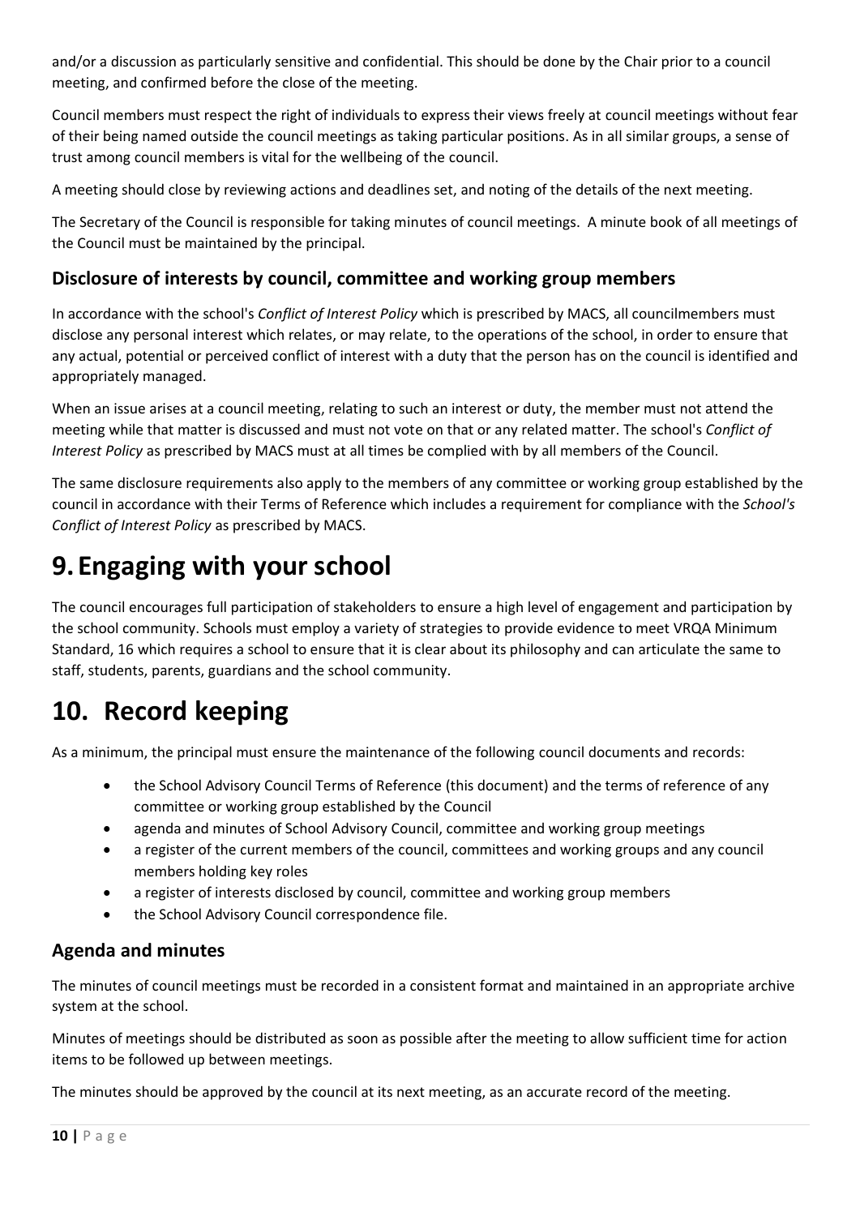and/or a discussion as particularly sensitive and confidential. This should be done by the Chair prior to a council meeting, and confirmed before the close of the meeting.

Council members must respect the right of individuals to express their views freely at council meetings without fear of their being named outside the council meetings as taking particular positions. As in all similar groups, a sense of trust among council members is vital for the wellbeing of the council.

A meeting should close by reviewing actions and deadlines set, and noting of the details of the next meeting.

The Secretary of the Council is responsible for taking minutes of council meetings. A minute book of all meetings of the Council must be maintained by the principal.

### Disclosure of interests by council, committee and working group members

In accordance with the school's *Conflict of Interest Policy* which is prescribed by MACS, all councilmembers must disclose any personal interest which relates, or may relate, to the operations of the school, in order to ensure that any actual, potential or perceived conflict of interest with a duty that the person has on the council is identified and appropriately managed.

When an issue arises at a council meeting, relating to such an interest or duty, the member must not attend the meeting while that matter is discussed and must not vote on that or any related matter. The school's *Conflict of Interest Policy* as prescribed by MACS must at all times be complied with by all members of the Council.

The same disclosure requirements also apply to the members of any committee or working group established by the council in accordance with their Terms of Reference which includes a requirement for compliance with the *School's Conflict of Interest Policy* as prescribed by MACS.

# 9. Engaging with your school

The council encourages full participation of stakeholders to ensure a high level of engagement and participation by the school community. Schools must employ a variety of strategies to provide evidence to meet VRQA Minimum Standard, 16 which requires a school to ensure that it is clear about its philosophy and can articulate the same to staff, students, parents, guardians and the school community.

# 10. Record keeping

As a minimum, the principal must ensure the maintenance of the following council documents and records:

- the School Advisory Council Terms of Reference (this document) and the terms of reference of any committee or working group established by the Council
- agenda and minutes of School Advisory Council, committee and working group meetings
- a register of the current members of the council, committees and working groups and any council members holding key roles
- a register of interests disclosed by council, committee and working group members
- the School Advisory Council correspondence file.

### Agenda and minutes

The minutes of council meetings must be recorded in a consistent format and maintained in an appropriate archive system at the school.

Minutes of meetings should be distributed as soon as possible after the meeting to allow sufficient time for action items to be followed up between meetings.

The minutes should be approved by the council at its next meeting, as an accurate record of the meeting.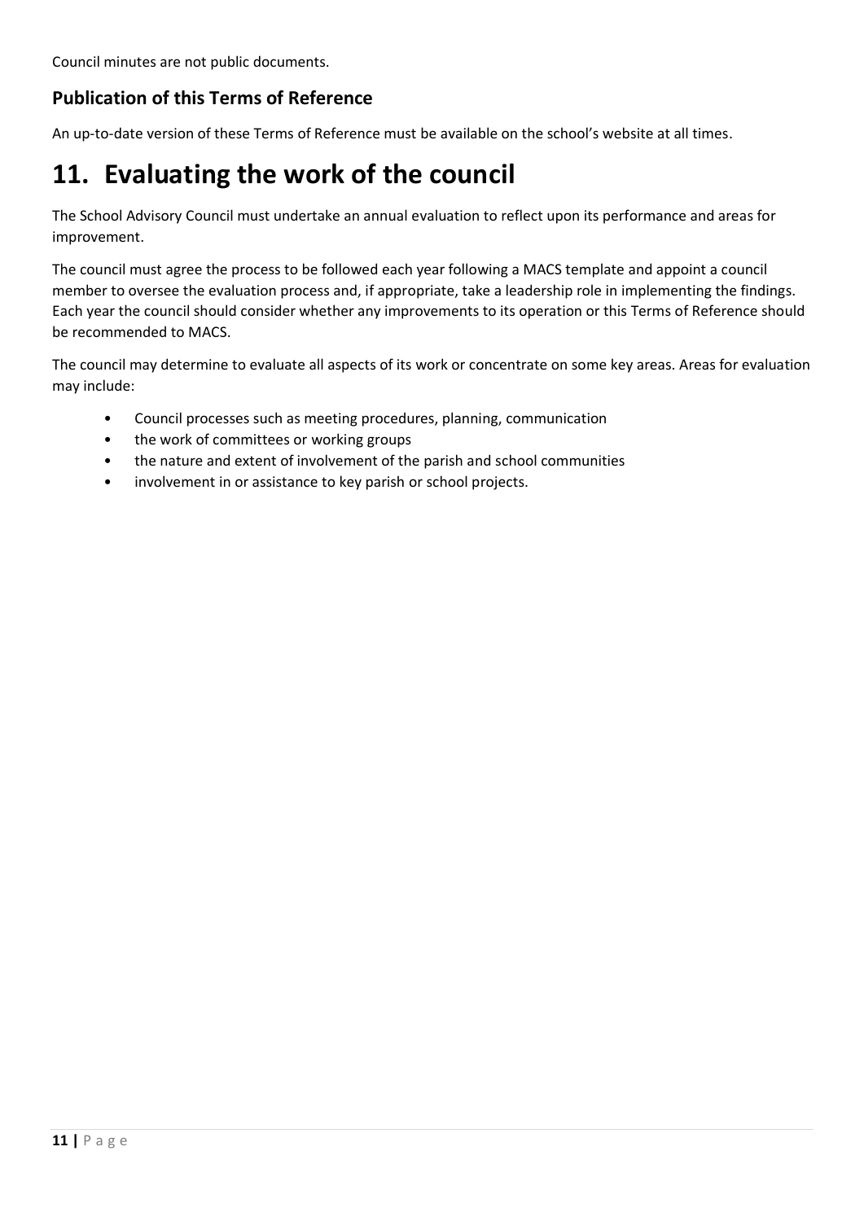Council minutes are not public documents.

### Publication of this Terms of Reference

An up-to-date version of these Terms of Reference must be available on the school's website at all times.

# 11. Evaluating the work of the council

The School Advisory Council must undertake an annual evaluation to reflect upon its performance and areas for improvement.

The council must agree the process to be followed each year following a MACS template and appoint a council member to oversee the evaluation process and, if appropriate, take a leadership role in implementing the findings. Each year the council should consider whether any improvements to its operation or this Terms of Reference should be recommended to MACS.

The council may determine to evaluate all aspects of its work or concentrate on some key areas. Areas for evaluation may include:

- Council processes such as meeting procedures, planning, communication
- the work of committees or working groups
- the nature and extent of involvement of the parish and school communities
- involvement in or assistance to key parish or school projects.